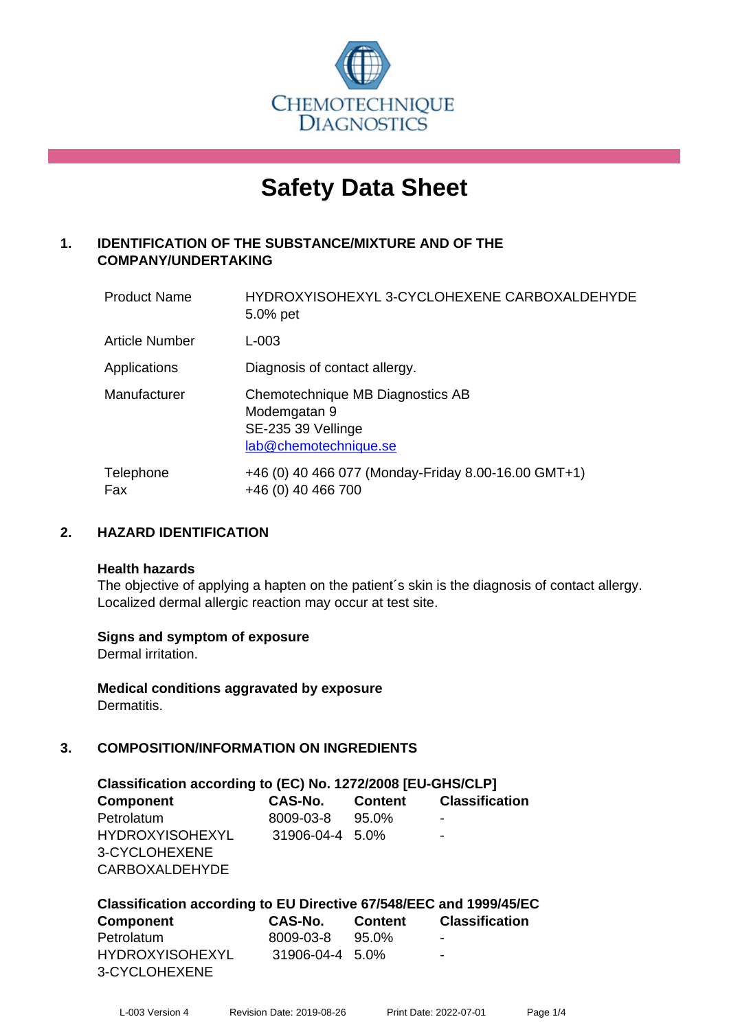CHEMOTECHNIQUE DIAGNOSTICS

# Safety Data Sheet

## 1. IDENTIFICATION OF THE SUBSTANCE/MIXTURE AND OF THE COMPANY/UNDERTAKING

| | |
|---|---|
| Product Name | HYDROXYISOHEXYL 3-CYCLOHEXENE CARBOXALDEHYDE 5.0% pet |
| Article Number | L-003 |
| Applications | Diagnosis of contact allergy. |
| Manufacturer | Chemotechnique MB Diagnostics AB<br>Modemgatan 9<br>SE-235 39 Vellinge<br>lab@chemotechnique.se |
| Telephone<br>Fax | +46 (0) 40 466 077 (Monday-Friday 8.00-16.00 GMT+1)<br>+46 (0) 40 466 700 |

## 2. HAZARD IDENTIFICATION

**Health hazards**
The objective of applying a hapten on the patient´s skin is the diagnosis of contact allergy. Localized dermal allergic reaction may occur at test site.

**Signs and symptom of exposure**
Dermal irritation.

**Medical conditions aggravated by exposure**
Dermatitis.

## 3. COMPOSITION/INFORMATION ON INGREDIENTS

**Classification according to (EC) No. 1272/2008 [EU-GHS/CLP]**

| Component | CAS-No. | Content | Classification |
|---|---|---|---|
| Petrolatum | 8009-03-8 | 95.0% | - |
| HYDROXYISOHEXYL 3-CYCLOHEXENE CARBOXALDEHYDE | 31906-04-4 | 5.0% | - |

**Classification according to EU Directive 67/548/EEC and 1999/45/EC**

| Component | CAS-No. | Content | Classification |
|---|---|---|---|
| Petrolatum | 8009-03-8 | 95.0% | - |
| HYDROXYISOHEXYL 3-CYCLOHEXENE | 31906-04-4 | 5.0% | - |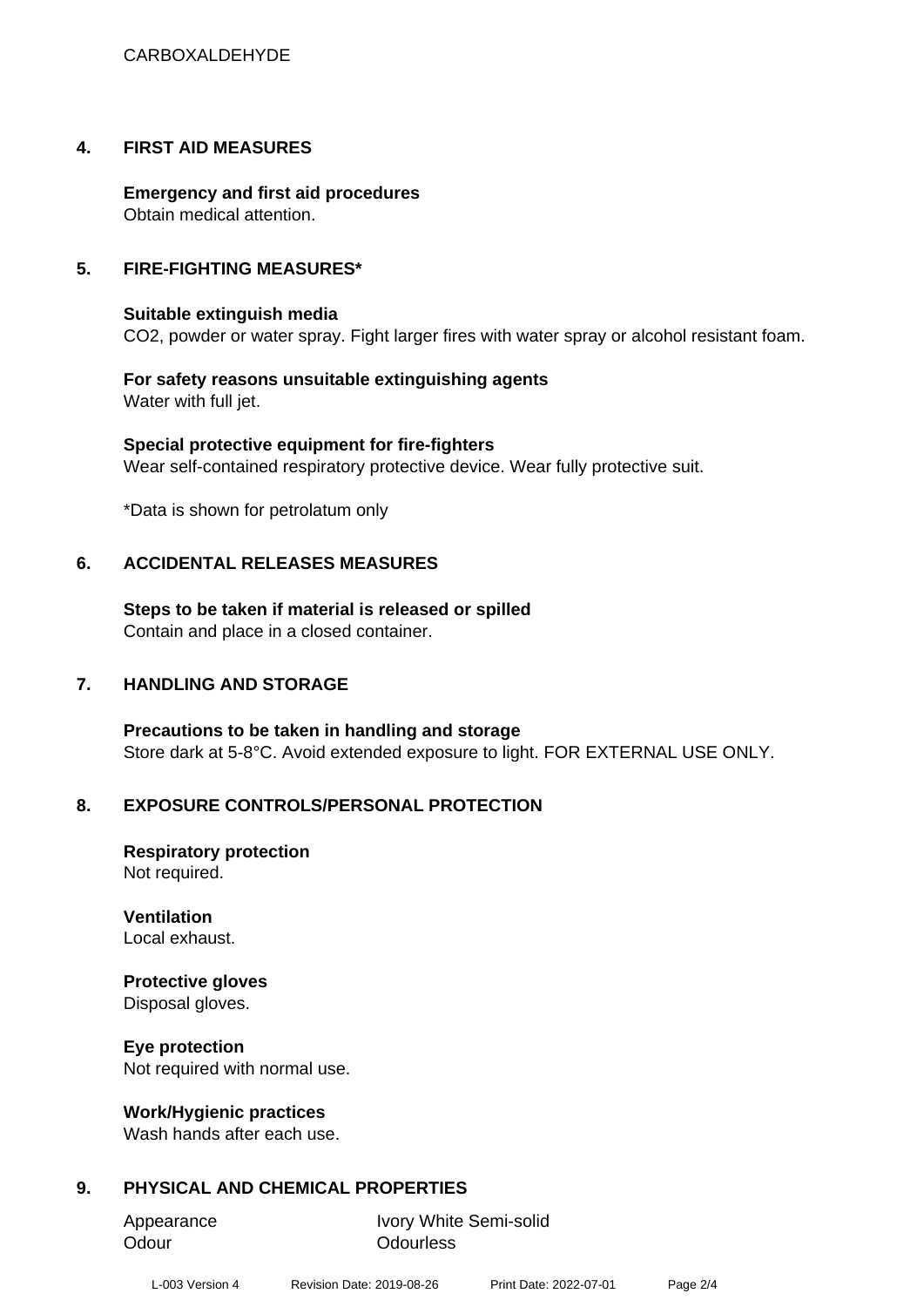## 4. FIRST AID MEASURES

**Emergency and first aid procedures**
Obtain medical attention.

## 5. FIRE-FIGHTING MEASURES*

**Suitable extinguish media**
$CO_2$, powder or water spray. Fight larger fires with water spray or alcohol resistant foam.

**For safety reasons unsuitable extinguishing agents**
Water with full jet.

**Special protective equipment for fire-fighters**
Wear self-contained respiratory protective device. Wear fully protective suit.

*Data is shown for petrolatum only

## 6. ACCIDENTAL RELEASES MEASURES

**Steps to be taken if material is released or spilled**
Contain and place in a closed container.

## 7. HANDLING AND STORAGE

**Precautions to be taken in handling and storage**
Store dark at 5-8°C. Avoid extended exposure to light. FOR EXTERNAL USE ONLY.

## 8. EXPOSURE CONTROLS/PERSONAL PROTECTION

**Respiratory protection**
Not required.

**Ventilation**
Local exhaust.

**Protective gloves**
Disposal gloves.

**Eye protection**
Not required with normal use.

**Work/Hygienic practices**
Wash hands after each use.

## 9. PHYSICAL AND CHEMICAL PROPERTIES

| | |
|---|---|
| Appearance | Ivory White Semi-solid |
| Odour | Odourless |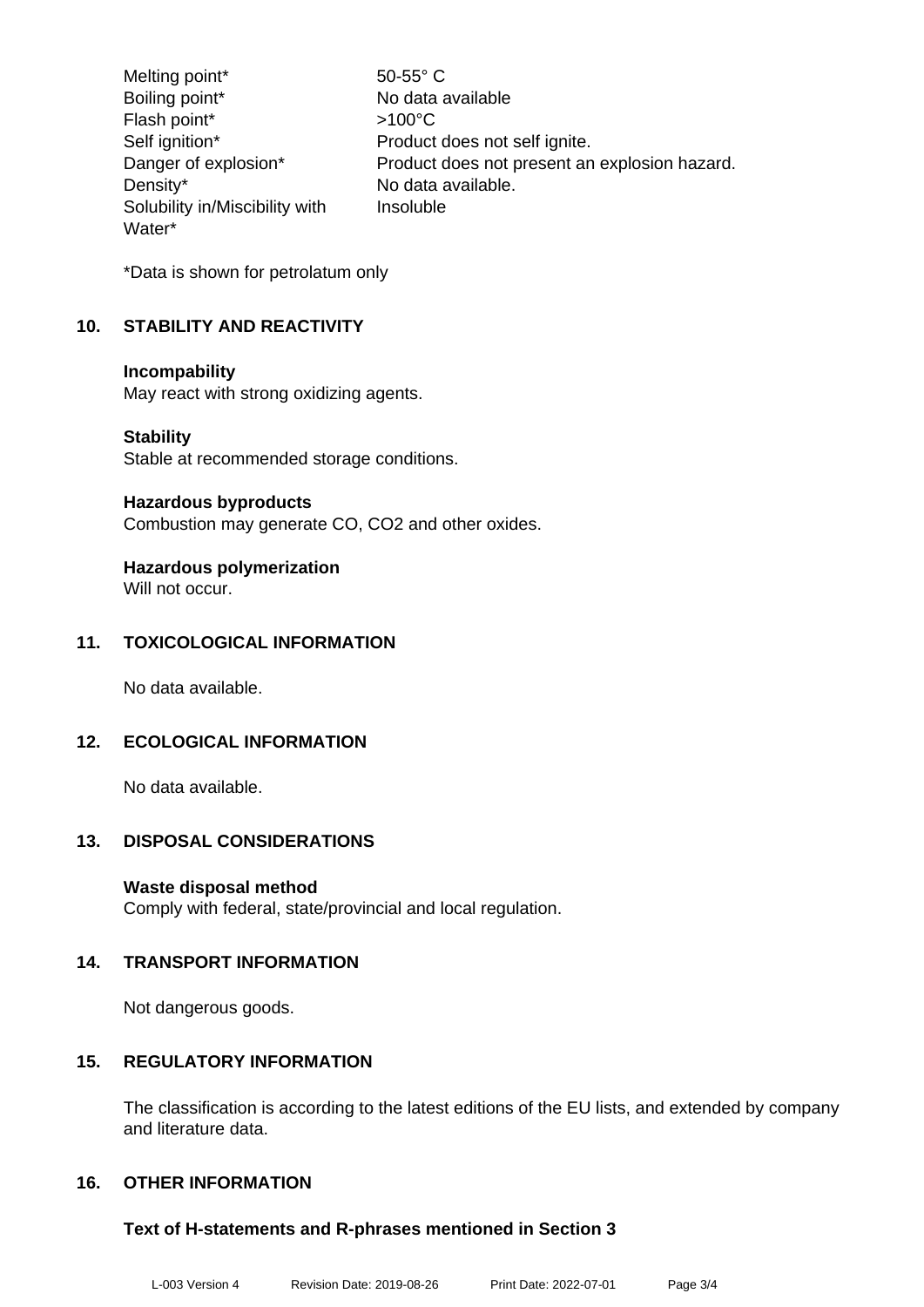| | |
|---|---|
| Melting point* | 50-55° C |
| Boiling point* | No data available |
| Flash point* | >100°C |
| Self ignition* | Product does not self ignite. |
| Danger of explosion* | Product does not present an explosion hazard. |
| Density* | No data available. |
| Solubility in/Miscibility with Water* | Insoluble |

*Data is shown for petrolatum only

## 10. STABILITY AND REACTIVITY

**Incompatibility**
May react with strong oxidizing agents.

**Stability**
Stable at recommended storage conditions.

**Hazardous byproducts**
Combustion may generate CO, $CO_2$ and other oxides.

**Hazardous polymerization**
Will not occur.

## 11. TOXICOLOGICAL INFORMATION

No data available.

## 12. ECOLOGICAL INFORMATION

No data available.

## 13. DISPOSAL CONSIDERATIONS

**Waste disposal method**
Comply with federal, state/provincial and local regulation.

## 14. TRANSPORT INFORMATION

Not dangerous goods.

## 15. REGULATORY INFORMATION

The classification is according to the latest editions of the EU lists, and extended by company and literature data.

## 16. OTHER INFORMATION

**Text of H-statements and R-phrases mentioned in Section 3**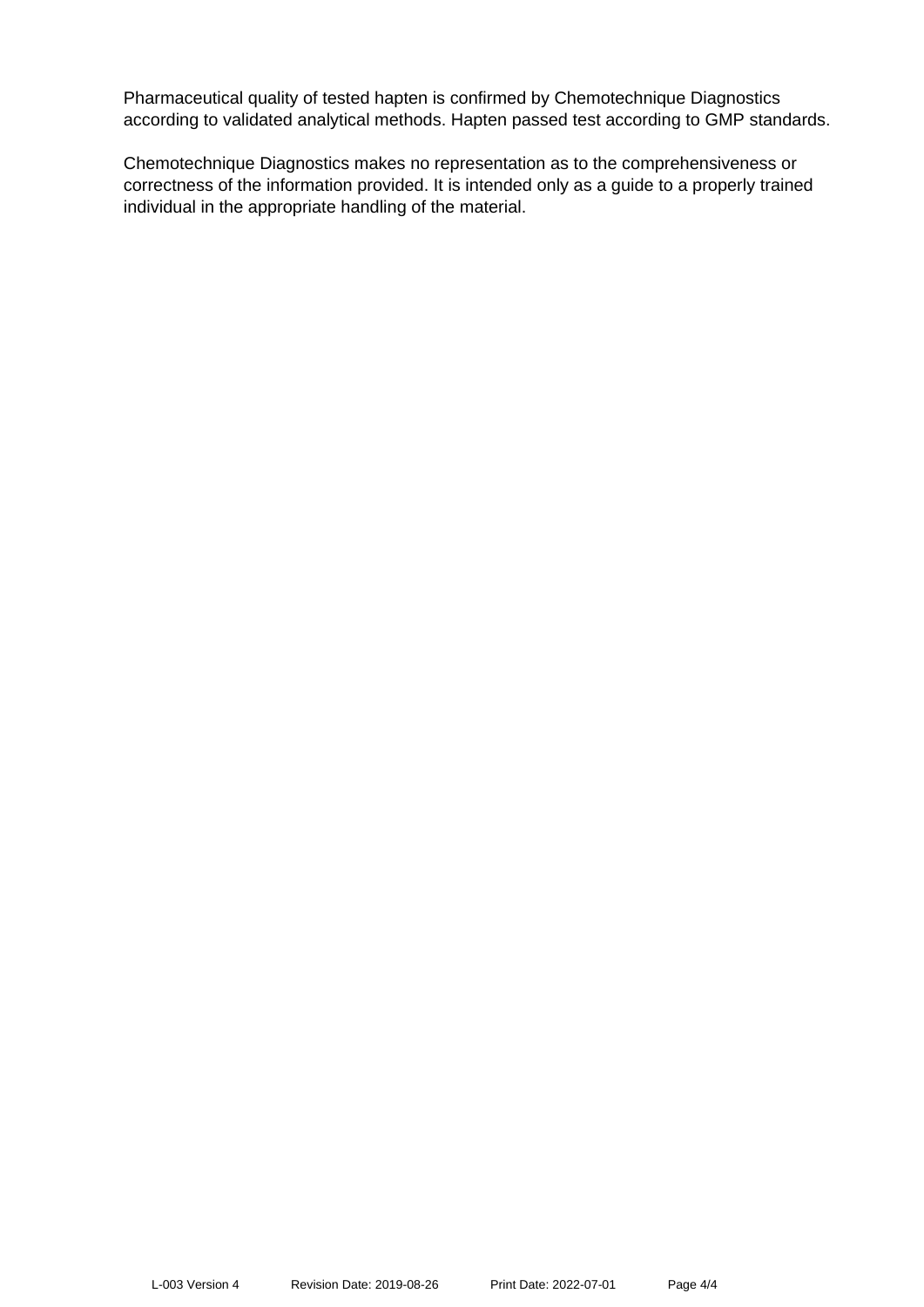Pharmaceutical quality of tested hapten is confirmed by Chemotechnique Diagnostics according to validated analytical methods. Hapten passed test according to GMP standards.

Chemotechnique Diagnostics makes no representation as to the comprehensiveness or correctness of the information provided. It is intended only as a guide to a properly trained individual in the appropriate handling of the material.